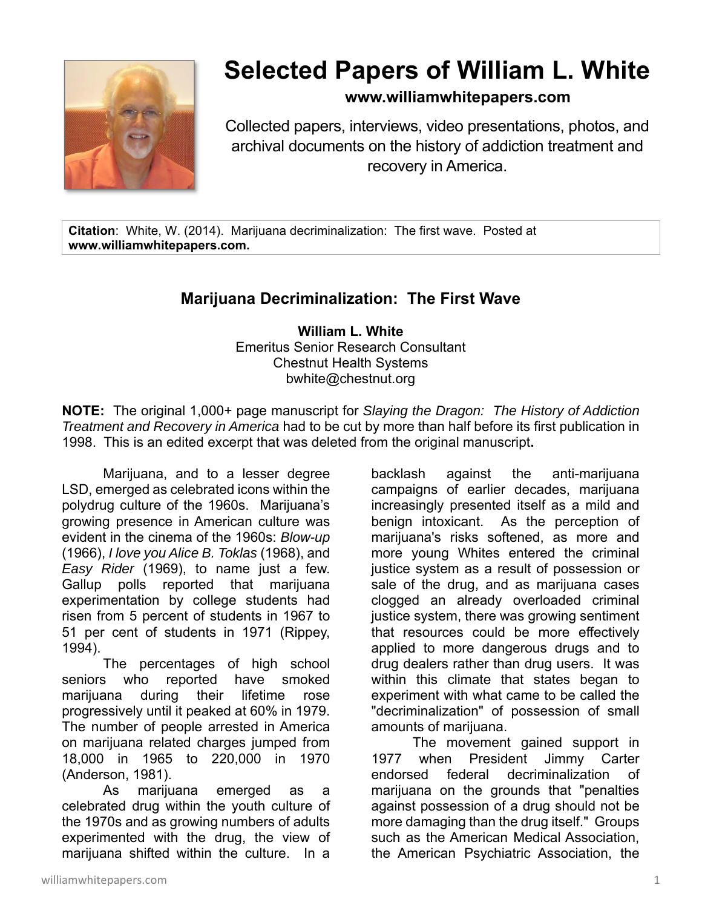# Selected Papers of William L. White

**www.williamwhitepapers.com**

Collected papers, interviews, video presentations, photos, and archival documents on the history of addiction treatment and recovery in America.

**Citation**: White, W. (2014). Marijuana decriminalization: The first wave. Posted at **www.williamwhitepapers.com.**

## Marijuana Decriminalization: The First Wave

**William L. White**
Emeritus Senior Research Consultant
Chestnut Health Systems
bwhite@chestnut.org

**NOTE:** The original 1,000+ page manuscript for *Slaying the Dragon: The History of Addiction Treatment and Recovery in America* had to be cut by more than half before its first publication in 1998. This is an edited excerpt that was deleted from the original manuscript**.**

Marijuana, and to a lesser degree LSD, emerged as celebrated icons within the polydrug culture of the 1960s. Marijuana's growing presence in American culture was evident in the cinema of the 1960s: *Blow-up* (1966), *I love you Alice B. Toklas* (1968), and *Easy Rider* (1969), to name just a few. Gallup polls reported that marijuana experimentation by college students had risen from 5 percent of students in 1967 to 51 per cent of students in 1971 (Rippey, 1994).

The percentages of high school seniors who reported have smoked marijuana during their lifetime rose progressively until it peaked at 60% in 1979. The number of people arrested in America on marijuana related charges jumped from 18,000 in 1965 to 220,000 in 1970 (Anderson, 1981).

As marijuana emerged as a celebrated drug within the youth culture of the 1970s and as growing numbers of adults experimented with the drug, the view of marijuana shifted within the culture. In a backlash against the anti-marijuana campaigns of earlier decades, marijuana increasingly presented itself as a mild and benign intoxicant. As the perception of marijuana's risks softened, as more and more young Whites entered the criminal justice system as a result of possession or sale of the drug, and as marijuana cases clogged an already overloaded criminal justice system, there was growing sentiment that resources could be more effectively applied to more dangerous drugs and to drug dealers rather than drug users. It was within this climate that states began to experiment with what came to be called the "decriminalization" of possession of small amounts of marijuana.

The movement gained support in 1977 when President Jimmy Carter endorsed federal decriminalization of marijuana on the grounds that "penalties against possession of a drug should not be more damaging than the drug itself." Groups such as the American Medical Association, the American Psychiatric Association, the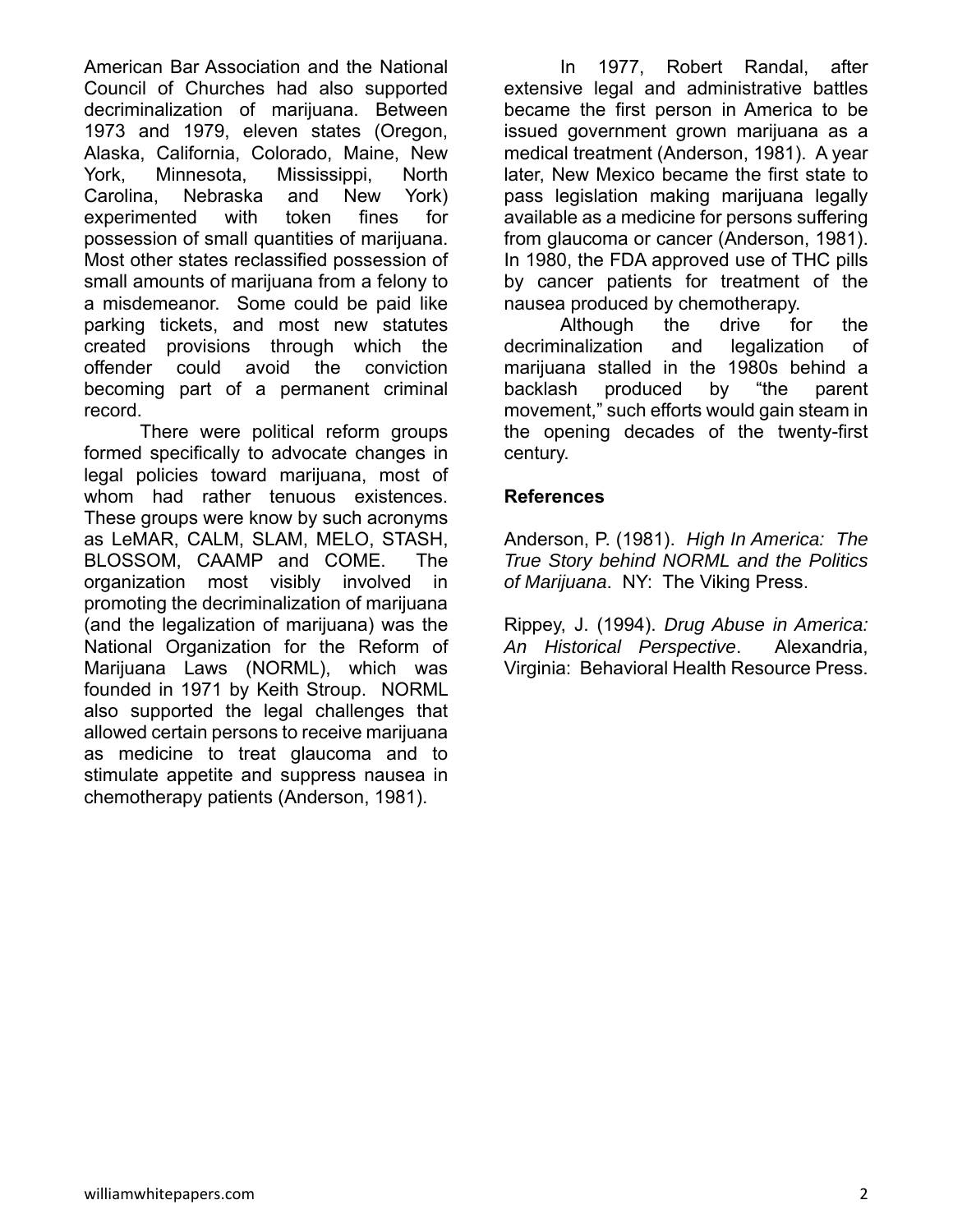American Bar Association and the National Council of Churches had also supported decriminalization of marijuana. Between 1973 and 1979, eleven states (Oregon, Alaska, California, Colorado, Maine, New York, Minnesota, Mississippi, North Carolina, Nebraska and New York) experimented with token fines for possession of small quantities of marijuana. Most other states reclassified possession of small amounts of marijuana from a felony to a misdemeanor. Some could be paid like parking tickets, and most new statutes created provisions through which the offender could avoid the conviction becoming part of a permanent criminal record.

There were political reform groups formed specifically to advocate changes in legal policies toward marijuana, most of whom had rather tenuous existences. These groups were know by such acronyms as LeMAR, CALM, SLAM, MELO, STASH, BLOSSOM, CAAMP and COME. The organization most visibly involved in promoting the decriminalization of marijuana (and the legalization of marijuana) was the National Organization for the Reform of Marijuana Laws (NORML), which was founded in 1971 by Keith Stroup. NORML also supported the legal challenges that allowed certain persons to receive marijuana as medicine to treat glaucoma and to stimulate appetite and suppress nausea in chemotherapy patients (Anderson, 1981).

In 1977, Robert Randal, after extensive legal and administrative battles became the first person in America to be issued government grown marijuana as a medical treatment (Anderson, 1981). A year later, New Mexico became the first state to pass legislation making marijuana legally available as a medicine for persons suffering from glaucoma or cancer (Anderson, 1981). In 1980, the FDA approved use of THC pills by cancer patients for treatment of the nausea produced by chemotherapy.

Although the drive for the decriminalization and legalization of marijuana stalled in the 1980s behind a backlash produced by "the parent movement," such efforts would gain steam in the opening decades of the twenty-first century.

**References**

Anderson, P. (1981). *High In America: The True Story behind NORML and the Politics of Marijuana*. NY: The Viking Press.

Rippey, J. (1994). *Drug Abuse in America: An Historical Perspective*. Alexandria, Virginia: Behavioral Health Resource Press.